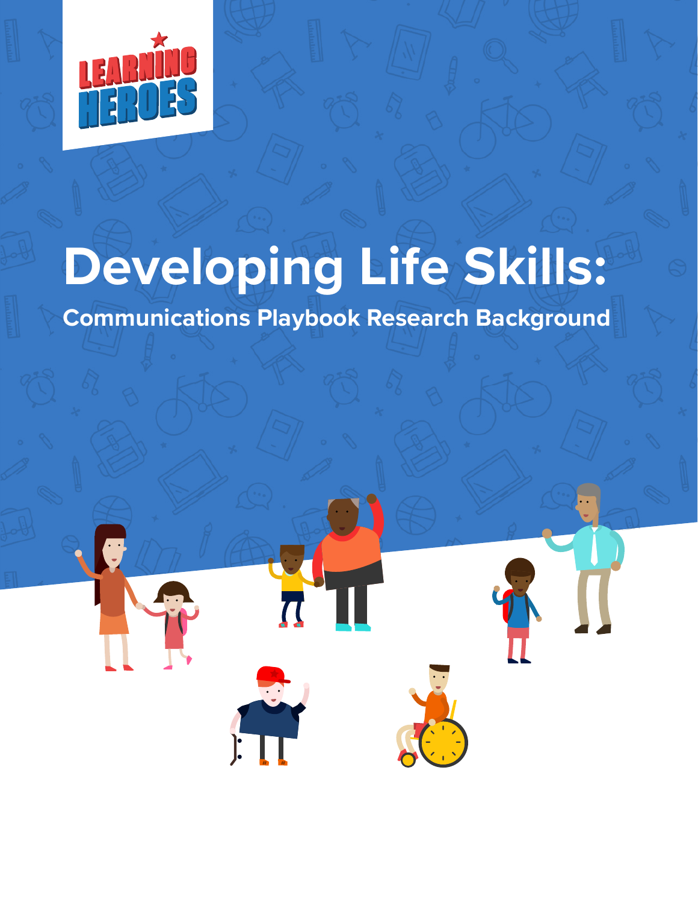LEARNING HEROES

# Developing Life Skills:

## Communications Playbook Research Background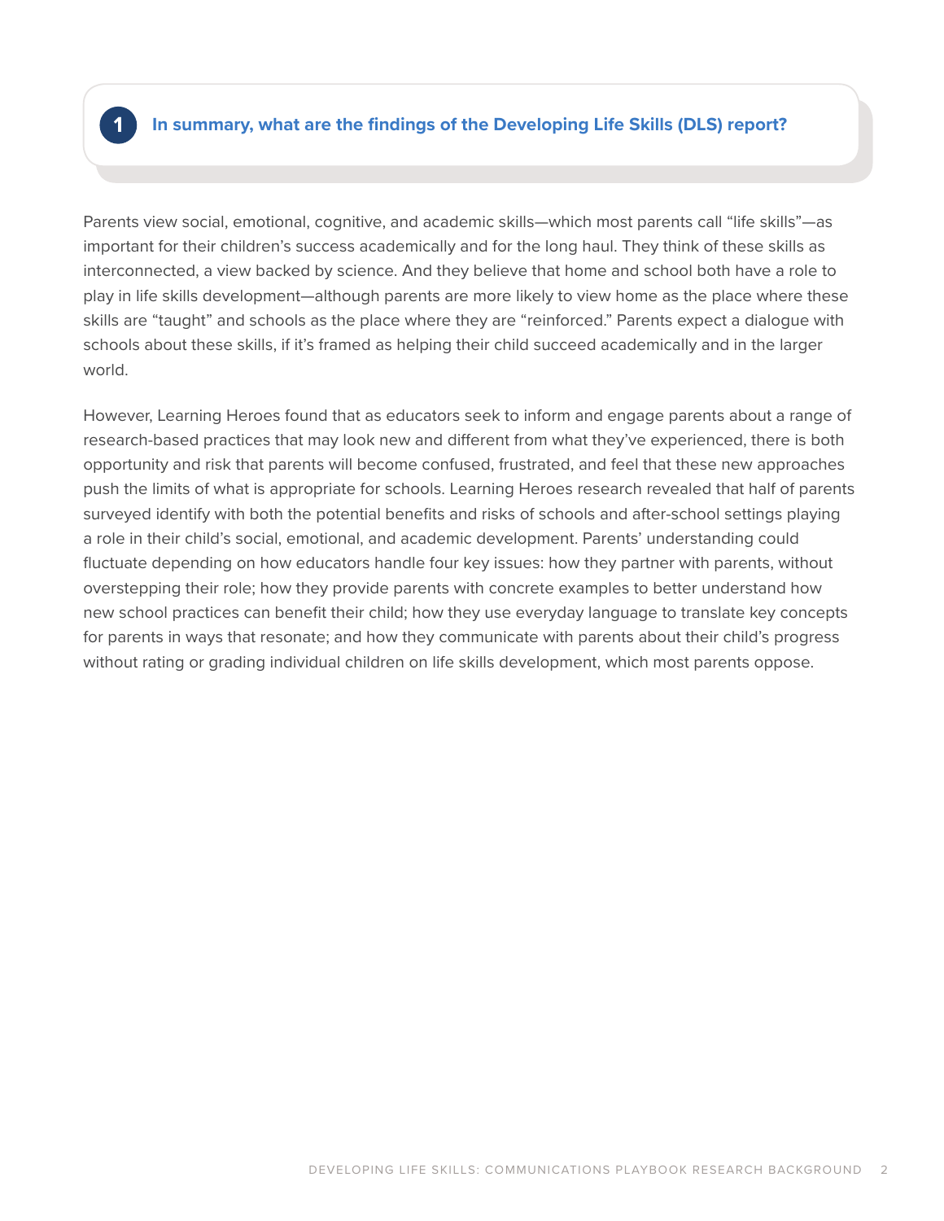## 1 In summary, what are the findings of the Developing Life Skills (DLS) report?

Parents view social, emotional, cognitive, and academic skills—which most parents call "life skills"—as important for their children's success academically and for the long haul. They think of these skills as interconnected, a view backed by science. And they believe that home and school both have a role to play in life skills development—although parents are more likely to view home as the place where these skills are "taught" and schools as the place where they are "reinforced." Parents expect a dialogue with schools about these skills, if it's framed as helping their child succeed academically and in the larger world.

However, Learning Heroes found that as educators seek to inform and engage parents about a range of research-based practices that may look new and different from what they've experienced, there is both opportunity and risk that parents will become confused, frustrated, and feel that these new approaches push the limits of what is appropriate for schools. Learning Heroes research revealed that half of parents surveyed identify with both the potential benefits and risks of schools and after-school settings playing a role in their child's social, emotional, and academic development. Parents' understanding could fluctuate depending on how educators handle four key issues: how they partner with parents, without overstepping their role; how they provide parents with concrete examples to better understand how new school practices can benefit their child; how they use everyday language to translate key concepts for parents in ways that resonate; and how they communicate with parents about their child's progress without rating or grading individual children on life skills development, which most parents oppose.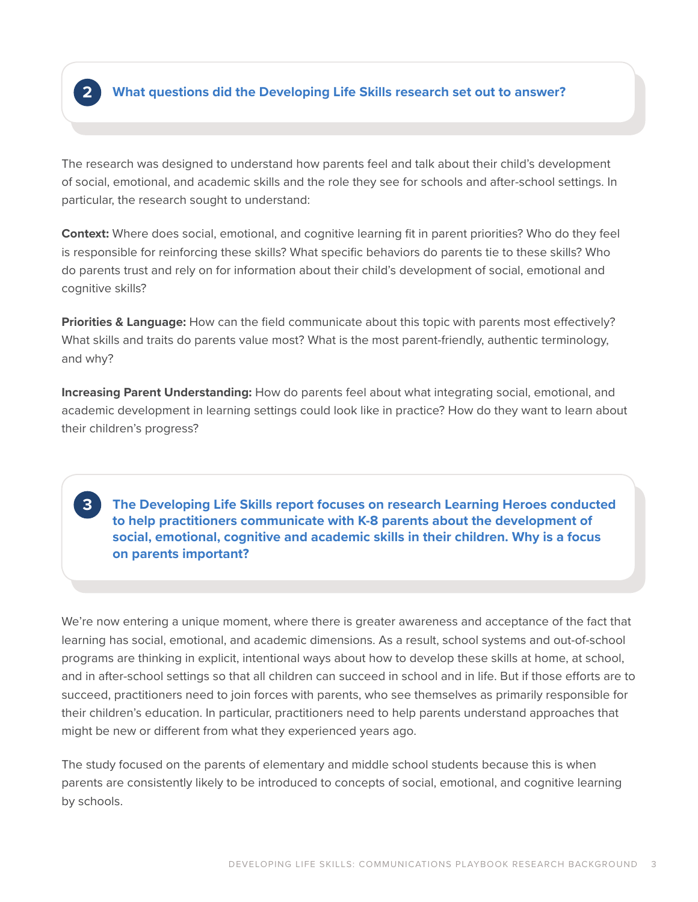## 2 What questions did the Developing Life Skills research set out to answer?

The research was designed to understand how parents feel and talk about their child's development of social, emotional, and academic skills and the role they see for schools and after-school settings. In particular, the research sought to understand:

**Context:** Where does social, emotional, and cognitive learning fit in parent priorities? Who do they feel is responsible for reinforcing these skills? What specific behaviors do parents tie to these skills? Who do parents trust and rely on for information about their child's development of social, emotional and cognitive skills?

**Priorities & Language:** How can the field communicate about this topic with parents most effectively? What skills and traits do parents value most? What is the most parent-friendly, authentic terminology, and why?

**Increasing Parent Understanding:** How do parents feel about what integrating social, emotional, and academic development in learning settings could look like in practice? How do they want to learn about their children's progress?

## 3 The Developing Life Skills report focuses on research Learning Heroes conducted to help practitioners communicate with K-8 parents about the development of social, emotional, cognitive and academic skills in their children. Why is a focus on parents important?

We're now entering a unique moment, where there is greater awareness and acceptance of the fact that learning has social, emotional, and academic dimensions. As a result, school systems and out-of-school programs are thinking in explicit, intentional ways about how to develop these skills at home, at school, and in after-school settings so that all children can succeed in school and in life. But if those efforts are to succeed, practitioners need to join forces with parents, who see themselves as primarily responsible for their children's education. In particular, practitioners need to help parents understand approaches that might be new or different from what they experienced years ago.

The study focused on the parents of elementary and middle school students because this is when parents are consistently likely to be introduced to concepts of social, emotional, and cognitive learning by schools.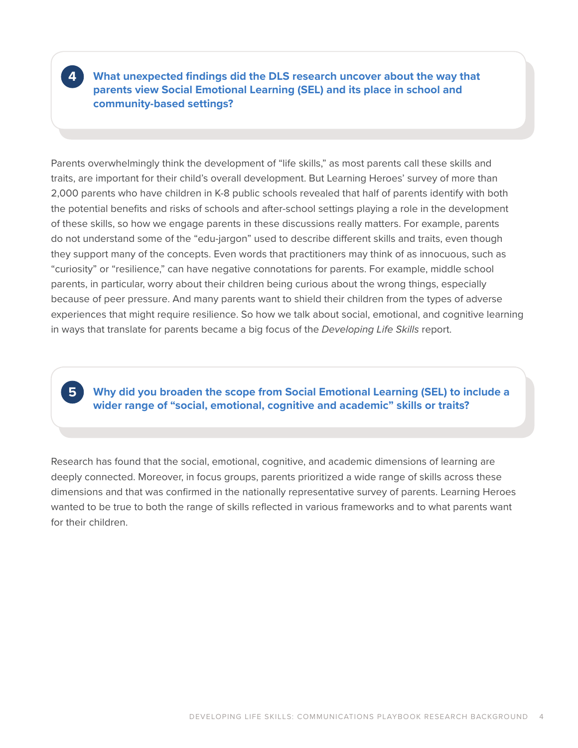## 4 What unexpected findings did the DLS research uncover about the way that parents view Social Emotional Learning (SEL) and its place in school and community-based settings?

Parents overwhelmingly think the development of "life skills," as most parents call these skills and traits, are important for their child's overall development. But Learning Heroes' survey of more than 2,000 parents who have children in K-8 public schools revealed that half of parents identify with both the potential benefits and risks of schools and after-school settings playing a role in the development of these skills, so how we engage parents in these discussions really matters. For example, parents do not understand some of the "edu-jargon" used to describe different skills and traits, even though they support many of the concepts. Even words that practitioners may think of as innocuous, such as "curiosity" or "resilience," can have negative connotations for parents. For example, middle school parents, in particular, worry about their children being curious about the wrong things, especially because of peer pressure. And many parents want to shield their children from the types of adverse experiences that might require resilience. So how we talk about social, emotional, and cognitive learning in ways that translate for parents became a big focus of the *Developing Life Skills* report.

## 5 Why did you broaden the scope from Social Emotional Learning (SEL) to include a wider range of "social, emotional, cognitive and academic" skills or traits?

Research has found that the social, emotional, cognitive, and academic dimensions of learning are deeply connected. Moreover, in focus groups, parents prioritized a wide range of skills across these dimensions and that was confirmed in the nationally representative survey of parents. Learning Heroes wanted to be true to both the range of skills reflected in various frameworks and to what parents want for their children.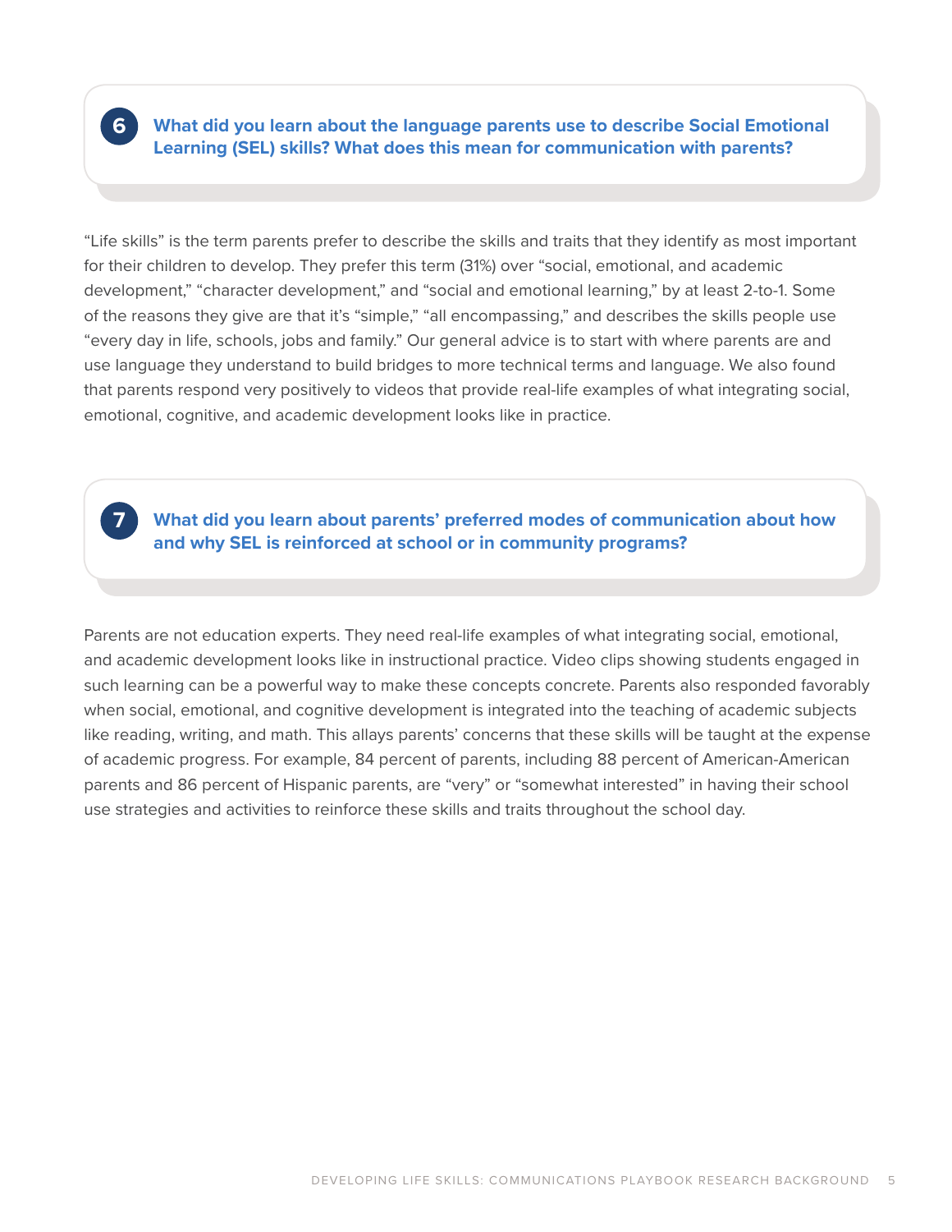### 6 What did you learn about the language parents use to describe Social Emotional Learning (SEL) skills? What does this mean for communication with parents?

"Life skills" is the term parents prefer to describe the skills and traits that they identify as most important for their children to develop. They prefer this term (31%) over "social, emotional, and academic development," "character development," and "social and emotional learning," by at least 2-to-1. Some of the reasons they give are that it's "simple," "all encompassing," and describes the skills people use "every day in life, schools, jobs and family." Our general advice is to start with where parents are and use language they understand to build bridges to more technical terms and language. We also found that parents respond very positively to videos that provide real-life examples of what integrating social, emotional, cognitive, and academic development looks like in practice.

### 7 What did you learn about parents' preferred modes of communication about how and why SEL is reinforced at school or in community programs?

Parents are not education experts. They need real-life examples of what integrating social, emotional, and academic development looks like in instructional practice. Video clips showing students engaged in such learning can be a powerful way to make these concepts concrete. Parents also responded favorably when social, emotional, and cognitive development is integrated into the teaching of academic subjects like reading, writing, and math. This allays parents' concerns that these skills will be taught at the expense of academic progress. For example, 84 percent of parents, including 88 percent of American-American parents and 86 percent of Hispanic parents, are "very" or "somewhat interested" in having their school use strategies and activities to reinforce these skills and traits throughout the school day.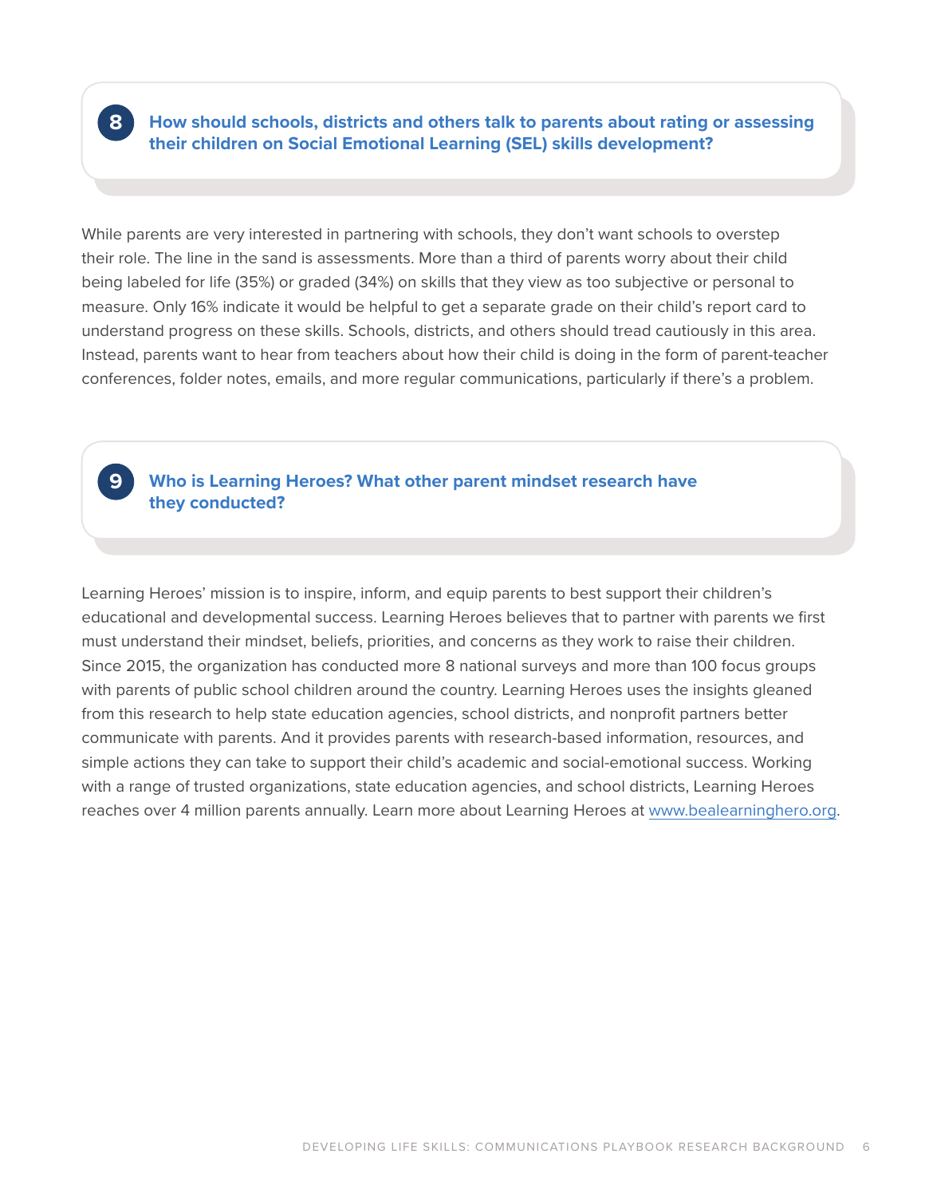## 8 How should schools, districts and others talk to parents about rating or assessing their children on Social Emotional Learning (SEL) skills development?

While parents are very interested in partnering with schools, they don't want schools to overstep their role. The line in the sand is assessments. More than a third of parents worry about their child being labeled for life (35%) or graded (34%) on skills that they view as too subjective or personal to measure. Only 16% indicate it would be helpful to get a separate grade on their child's report card to understand progress on these skills. Schools, districts, and others should tread cautiously in this area. Instead, parents want to hear from teachers about how their child is doing in the form of parent-teacher conferences, folder notes, emails, and more regular communications, particularly if there's a problem.

## 9 Who is Learning Heroes? What other parent mindset research have they conducted?

Learning Heroes' mission is to inspire, inform, and equip parents to best support their children's educational and developmental success. Learning Heroes believes that to partner with parents we first must understand their mindset, beliefs, priorities, and concerns as they work to raise their children. Since 2015, the organization has conducted more 8 national surveys and more than 100 focus groups with parents of public school children around the country. Learning Heroes uses the insights gleaned from this research to help state education agencies, school districts, and nonprofit partners better communicate with parents. And it provides parents with research-based information, resources, and simple actions they can take to support their child's academic and social-emotional success. Working with a range of trusted organizations, state education agencies, and school districts, Learning Heroes reaches over 4 million parents annually. Learn more about Learning Heroes at [www.bealearninghero.org](http://www.bealearninghero.org).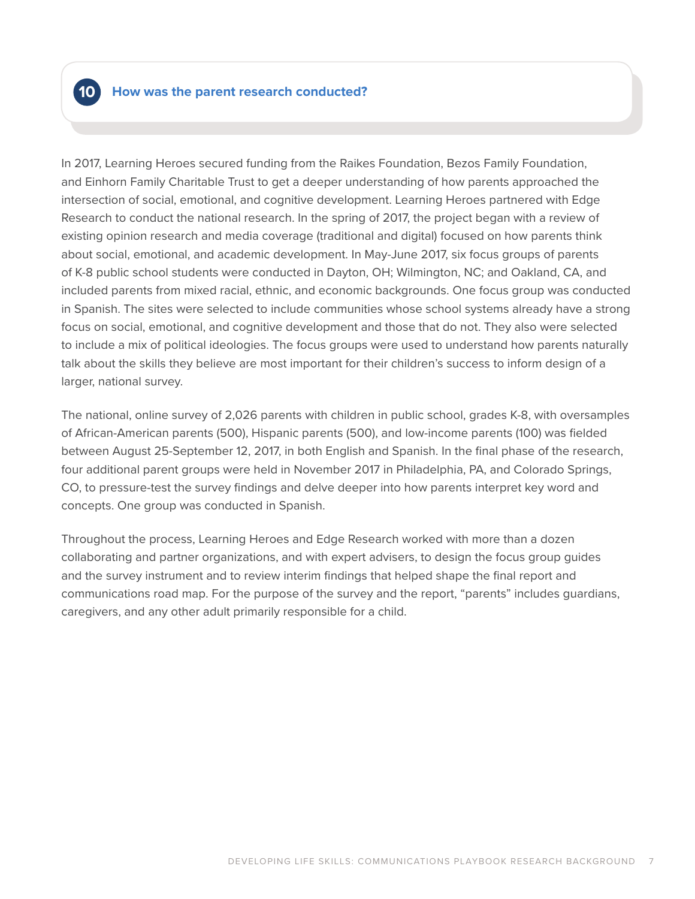## 10 How was the parent research conducted?

In 2017, Learning Heroes secured funding from the Raikes Foundation, Bezos Family Foundation, and Einhorn Family Charitable Trust to get a deeper understanding of how parents approached the intersection of social, emotional, and cognitive development. Learning Heroes partnered with Edge Research to conduct the national research. In the spring of 2017, the project began with a review of existing opinion research and media coverage (traditional and digital) focused on how parents think about social, emotional, and academic development. In May-June 2017, six focus groups of parents of K-8 public school students were conducted in Dayton, OH; Wilmington, NC; and Oakland, CA, and included parents from mixed racial, ethnic, and economic backgrounds. One focus group was conducted in Spanish. The sites were selected to include communities whose school systems already have a strong focus on social, emotional, and cognitive development and those that do not. They also were selected to include a mix of political ideologies. The focus groups were used to understand how parents naturally talk about the skills they believe are most important for their children's success to inform design of a larger, national survey.

The national, online survey of 2,026 parents with children in public school, grades K-8, with oversamples of African-American parents (500), Hispanic parents (500), and low-income parents (100) was fielded between August 25-September 12, 2017, in both English and Spanish. In the final phase of the research, four additional parent groups were held in November 2017 in Philadelphia, PA, and Colorado Springs, CO, to pressure-test the survey findings and delve deeper into how parents interpret key word and concepts. One group was conducted in Spanish.

Throughout the process, Learning Heroes and Edge Research worked with more than a dozen collaborating and partner organizations, and with expert advisers, to design the focus group guides and the survey instrument and to review interim findings that helped shape the final report and communications road map. For the purpose of the survey and the report, "parents" includes guardians, caregivers, and any other adult primarily responsible for a child.